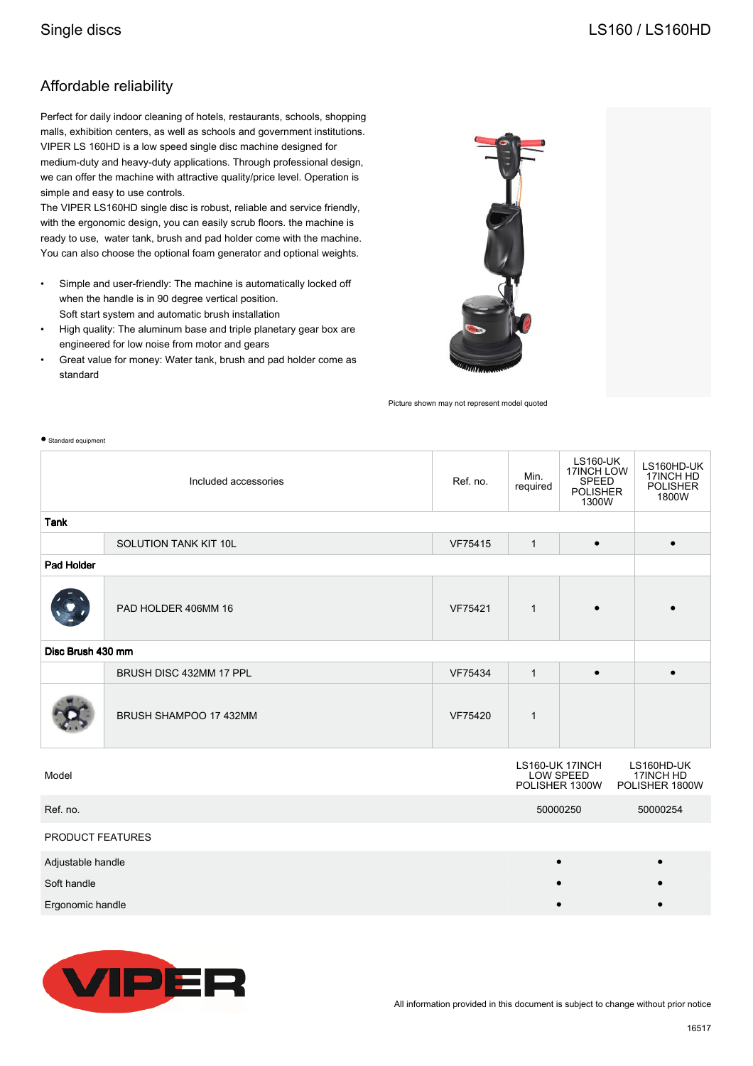Single discs

LS160 / LS160HD

## Affordable reliability

Perfect for daily indoor cleaning of hotels, restaurants, schools, shopping malls, exhibition centers, as well as schools and government institutions. VIPER LS 160HD is a low speed single disc machine designed for medium-duty and heavy-duty applications. Through professional design, we can offer the machine with attractive quality/price level. Operation is simple and easy to use controls.
The VIPER LS160HD single disc is robust, reliable and service friendly, with the ergonomic design, you can easily scrub floors. the machine is ready to use, water tank, brush and pad holder come with the machine. You can also choose the optional foam generator and optional weights.

- Simple and user-friendly: The machine is automatically locked off when the handle is in 90 degree vertical position.
  Soft start system and automatic brush installation
- High quality: The aluminum base and triple planetary gear box are engineered for low noise from motor and gears
- Great value for money: Water tank, brush and pad holder come as standard

Picture shown may not represent model quoted

● Standard equipment

| | Included accessories | Ref. no. | Min. required | LS160-UK 17INCH LOW SPEED POLISHER 1300W | LS160HD-UK 17INCH HD POLISHER 1800W |
|---|---|---|---|---|---|
| **Tank** | | | | | |
| | SOLUTION TANK KIT 10L | VF75415 | 1 | ● | ● |
| **Pad Holder** | | | | | |
| | PAD HOLDER 406MM 16 | VF75421 | 1 | ● | ● |
| **Disc Brush 430 mm** | | | | | |
| | BRUSH DISC 432MM 17 PPL | VF75434 | 1 | ● | ● |
| | BRUSH SHAMPOO 17 432MM | VF75420 | 1 | | |

| Model | LS160-UK 17INCH LOW SPEED POLISHER 1300W | LS160HD-UK 17INCH HD POLISHER 1800W |
|---|---|---|
| Ref. no. | 50000250 | 50000254 |
| PRODUCT FEATURES | | |
| Adjustable handle | ● | ● |
| Soft handle | ● | ● |
| Ergonomic handle | ● | ● |

All information provided in this document is subject to change without prior notice

16517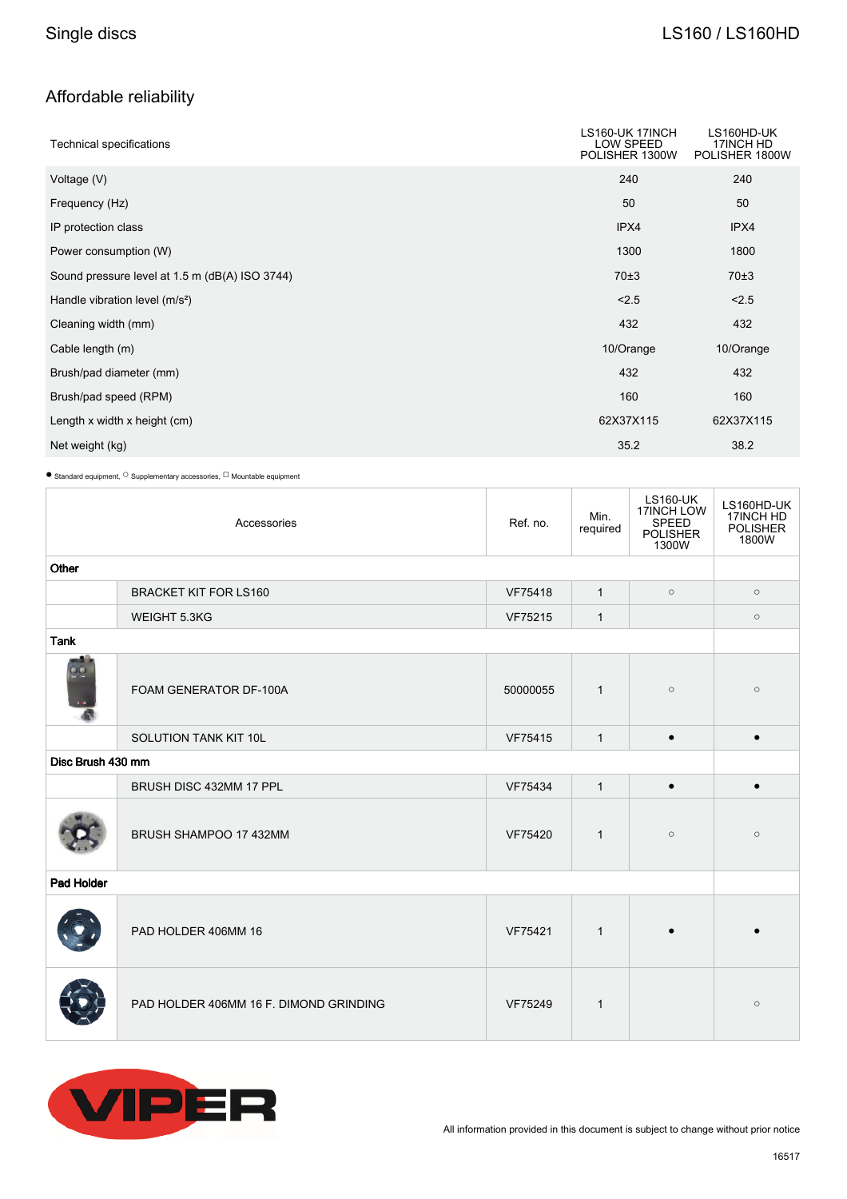Single discs

LS160 / LS160HD

## Affordable reliability

| Technical specifications | LS160-UK 17INCH LOW SPEED POLISHER 1300W | LS160HD-UK 17INCH HD POLISHER 1800W |
|---|---|---|
| Voltage (V) | 240 | 240 |
| Frequency (Hz) | 50 | 50 |
| IP protection class | IPX4 | IPX4 |
| Power consumption (W) | 1300 | 1800 |
| Sound pressure level at 1.5 m (dB(A) ISO 3744) | 70±3 | 70±3 |
| Handle vibration level (m/s²) | <2.5 | <2.5 |
| Cleaning width (mm) | 432 | 432 |
| Cable length (m) | 10/Orange | 10/Orange |
| Brush/pad diameter (mm) | 432 | 432 |
| Brush/pad speed (RPM) | 160 | 160 |
| Length x width x height (cm) | 62X37X115 | 62X37X115 |
| Net weight (kg) | 35.2 | 38.2 |

● Standard equipment, ○ Supplementary accessories, □ Mountable equipment

| Accessories | | Ref. no. | Min. required | LS160-UK 17INCH LOW SPEED POLISHER 1300W | LS160HD-UK 17INCH HD POLISHER 1800W |
|---|---|---|---|---|---|
| **Other** | | | | | |
| | BRACKET KIT FOR LS160 | VF75418 | 1 | ○ | ○ |
| | WEIGHT 5.3KG | VF75215 | 1 | | ○ |
| **Tank** | | | | | |
| | FOAM GENERATOR DF-100A | 50000055 | 1 | ○ | ○ |
| | SOLUTION TANK KIT 10L | VF75415 | 1 | ● | ● |
| **Disc Brush 430 mm** | | | | | |
| | BRUSH DISC 432MM 17 PPL | VF75434 | 1 | ● | ● |
| | BRUSH SHAMPOO 17 432MM | VF75420 | 1 | ○ | ○ |
| **Pad Holder** | | | | | |
| | PAD HOLDER 406MM 16 | VF75421 | 1 | ● | ● |
| | PAD HOLDER 406MM 16 F. DIMOND GRINDING | VF75249 | 1 | | ○ |

All information provided in this document is subject to change without prior notice

16517